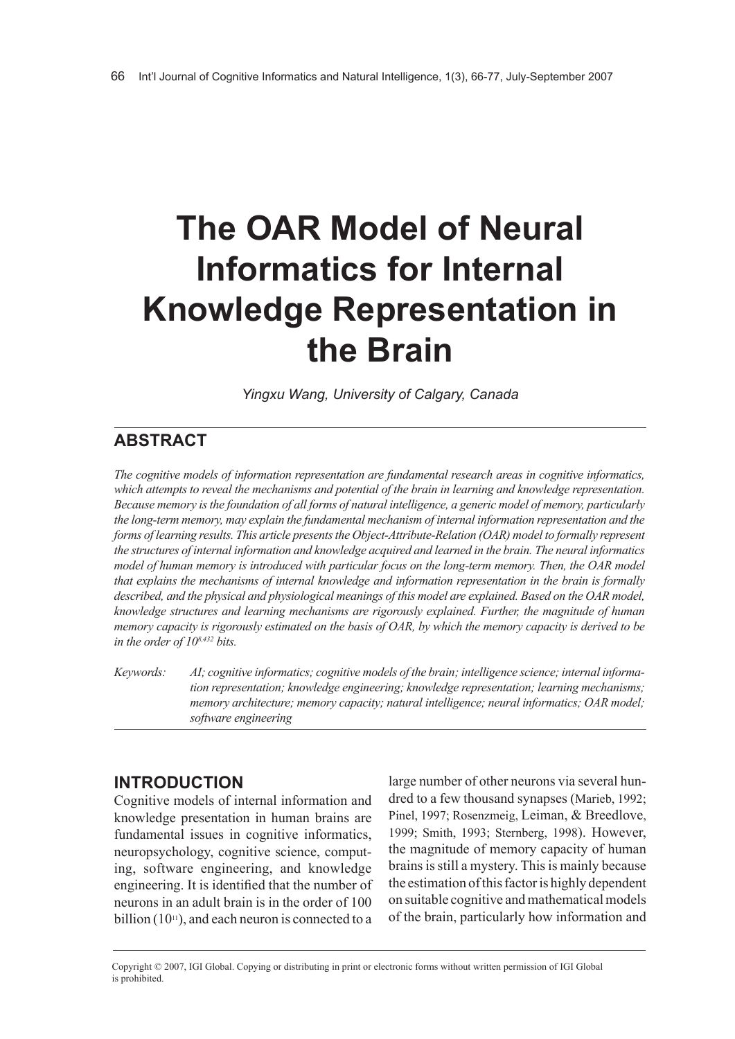# The OAR Model of Neural Informatics for Internal Knowledge Representation in the Brain

*Yingxu Wang, University of Calgary, Canada*

## ABSTRACT

*The cognitive models of information representation are fundamental research areas in cognitive informatics, which attempts to reveal the mechanisms and potential of the brain in learning and knowledge representation. Because memory is the foundation of all forms of natural intelligence, a generic model of memory, particularly the long-term memory, may explain the fundamental mechanism of internal information representation and the forms of learning results. This article presents the Object-Attribute-Relation (OAR) model to formally represent the structures of internal information and knowledge acquired and learned in the brain. The neural informatics model of human memory is introduced with particular focus on the long-term memory. Then, the OAR model that explains the mechanisms of internal knowledge and information representation in the brain is formally described, and the physical and physiological meanings of this model are explained. Based on the OAR model, knowledge structures and learning mechanisms are rigorously explained. Further, the magnitude of human memory capacity is rigorously estimated on the basis of OAR, by which the memory capacity is derived to be in the order of $10^{8,432}$ bits.*

*Keywords:* *AI; cognitive informatics; cognitive models of the brain; intelligence science; internal information representation; knowledge engineering; knowledge representation; learning mechanisms; memory architecture; memory capacity; natural intelligence; neural informatics; OAR model; software engineering*

## INTRODUCTION

Cognitive models of internal information and knowledge presentation in human brains are fundamental issues in cognitive informatics, neuropsychology, cognitive science, computing, software engineering, and knowledge engineering. It is identified that the number of neurons in an adult brain is in the order of 100 billion ($10^{11}$), and each neuron is connected to a large number of other neurons via several hundred to a few thousand synapses (Marieb, 1992; Pinel, 1997; Rosenzmeig, Leiman, & Breedlove, 1999; Smith, 1993; Sternberg, 1998). However, the magnitude of memory capacity of human brains is still a mystery. This is mainly because the estimation of this factor is highly dependent on suitable cognitive and mathematical models of the brain, particularly how information and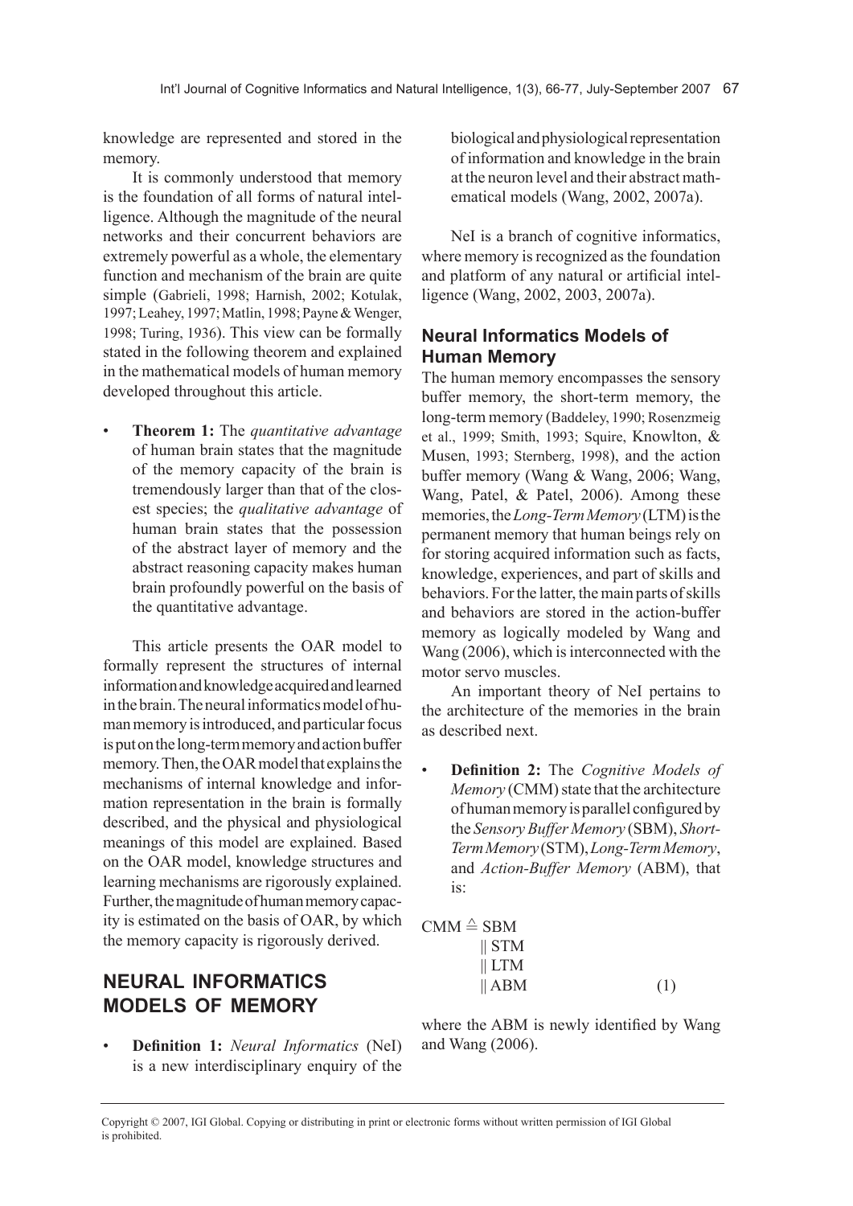knowledge are represented and stored in the memory.

It is commonly understood that memory is the foundation of all forms of natural intelligence. Although the magnitude of the neural networks and their concurrent behaviors are extremely powerful as a whole, the elementary function and mechanism of the brain are quite simple (Gabrieli, 1998; Harnish, 2002; Kotulak, 1997; Leahey, 1997; Matlin, 1998; Payne & Wenger, 1998; Turing, 1936). This view can be formally stated in the following theorem and explained in the mathematical models of human memory developed throughout this article.

- **Theorem 1:** The *quantitative advantage* of human brain states that the magnitude of the memory capacity of the brain is tremendously larger than that of the closest species; the *qualitative advantage* of human brain states that the possession of the abstract layer of memory and the abstract reasoning capacity makes human brain profoundly powerful on the basis of the quantitative advantage.

This article presents the OAR model to formally represent the structures of internal information and knowledge acquired and learned in the brain. The neural informatics model of human memory is introduced, and particular focus is put on the long-term memory and action buffer memory. Then, the OAR model that explains the mechanisms of internal knowledge and information representation in the brain is formally described, and the physical and physiological meanings of this model are explained. Based on the OAR model, knowledge structures and learning mechanisms are rigorously explained. Further, the magnitude of human memory capacity is estimated on the basis of OAR, by which the memory capacity is rigorously derived.

## NEURAL INFORMATICS MODELS OF MEMORY

- **Definition 1:** *Neural Informatics* (NeI) is a new interdisciplinary enquiry of the biological and physiological representation of information and knowledge in the brain at the neuron level and their abstract mathematical models (Wang, 2002, 2007a).

NeI is a branch of cognitive informatics, where memory is recognized as the foundation and platform of any natural or artificial intelligence (Wang, 2002, 2003, 2007a).

### Neural Informatics Models of Human Memory

The human memory encompasses the sensory buffer memory, the short-term memory, the long-term memory (Baddeley, 1990; Rosenzmeig et al., 1999; Smith, 1993; Squire, Knowlton, & Musen, 1993; Sternberg, 1998), and the action buffer memory (Wang & Wang, 2006; Wang, Wang, Patel, & Patel, 2006). Among these memories, the *Long-Term Memory* (LTM) is the permanent memory that human beings rely on for storing acquired information such as facts, knowledge, experiences, and part of skills and behaviors. For the latter, the main parts of skills and behaviors are stored in the action-buffer memory as logically modeled by Wang and Wang (2006), which is interconnected with the motor servo muscles.

An important theory of NeI pertains to the architecture of the memories in the brain as described next.

- **Definition 2:** The *Cognitive Models of Memory* (CMM) state that the architecture of human memory is parallel configured by the *Sensory Buffer Memory* (SBM), *Short-Term Memory* (STM), *Long-Term Memory*, and *Action-Buffer Memory* (ABM), that is:

$$
\begin{aligned}
\text{CMM} \triangleq\ & \text{SBM} \\
& \| \ \text{STM} \\
& \| \ \text{LTM} \\
& \| \ \text{ABM}
\end{aligned}
\qquad (1)
$$

where the ABM is newly identified by Wang and Wang (2006).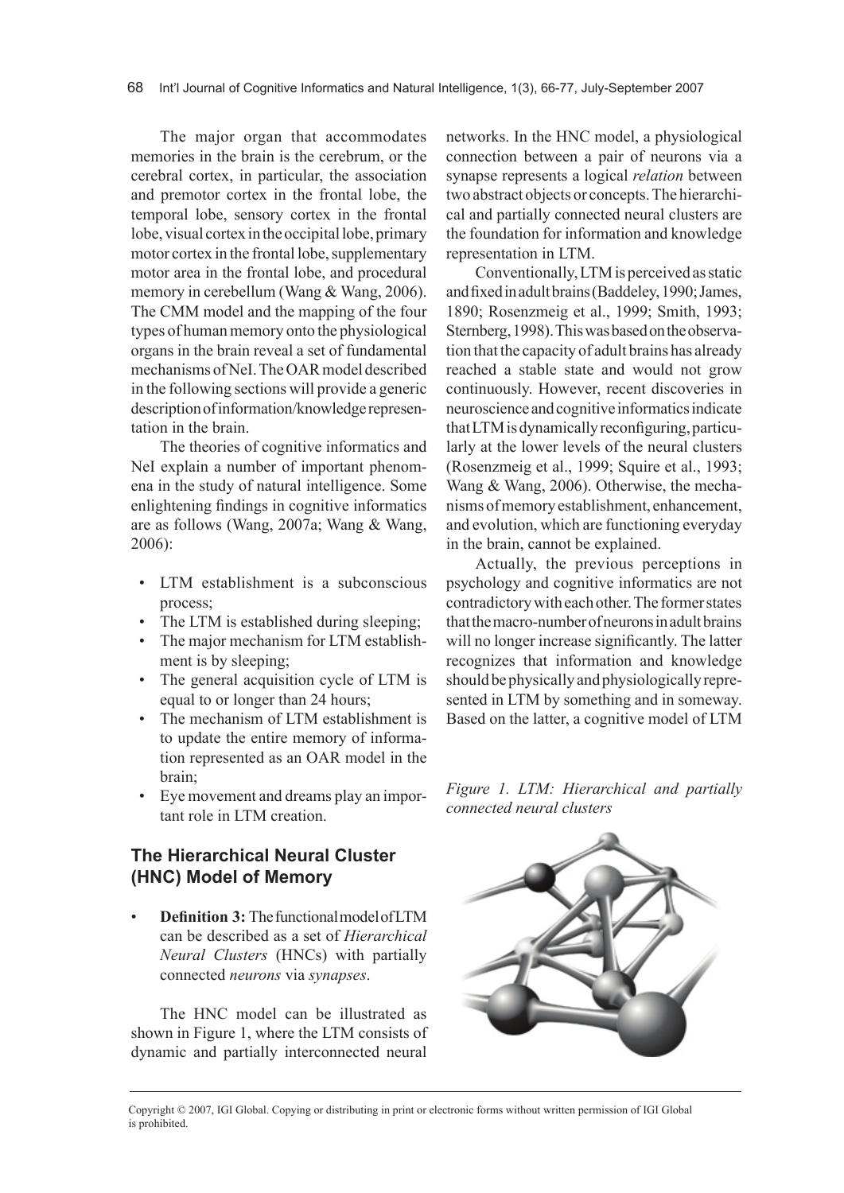The major organ that accommodates memories in the brain is the cerebrum, or the cerebral cortex, in particular, the association and premotor cortex in the frontal lobe, the temporal lobe, sensory cortex in the frontal lobe, visual cortex in the occipital lobe, primary motor cortex in the frontal lobe, supplementary motor area in the frontal lobe, and procedural memory in cerebellum (Wang & Wang, 2006). The CMM model and the mapping of the four types of human memory onto the physiological organs in the brain reveal a set of fundamental mechanisms of NeI. The OAR model described in the following sections will provide a generic description of information/knowledge representation in the brain.

The theories of cognitive informatics and NeI explain a number of important phenomena in the study of natural intelligence. Some enlightening findings in cognitive informatics are as follows (Wang, 2007a; Wang & Wang, 2006):

- LTM establishment is a subconscious process;
- The LTM is established during sleeping;
- The major mechanism for LTM establishment is by sleeping;
- The general acquisition cycle of LTM is equal to or longer than 24 hours;
- The mechanism of LTM establishment is to update the entire memory of information represented as an OAR model in the brain;
- Eye movement and dreams play an important role in LTM creation.

## The Hierarchical Neural Cluster (HNC) Model of Memory

- **Definition 3:** The functional model of LTM can be described as a set of *Hierarchical Neural Clusters* (HNCs) with partially connected *neurons* via *synapses*.

The HNC model can be illustrated as shown in Figure 1, where the LTM consists of dynamic and partially interconnected neural networks. In the HNC model, a physiological connection between a pair of neurons via a synapse represents a logical *relation* between two abstract objects or concepts. The hierarchical and partially connected neural clusters are the foundation for information and knowledge representation in LTM.

Conventionally, LTM is perceived as static and fixed in adult brains (Baddeley, 1990; James, 1890; Rosenzmeig et al., 1999; Smith, 1993; Sternberg, 1998). This was based on the observation that the capacity of adult brains has already reached a stable state and would not grow continuously. However, recent discoveries in neuroscience and cognitive informatics indicate that LTM is dynamically reconfiguring, particularly at the lower levels of the neural clusters (Rosenzmeig et al., 1999; Squire et al., 1993; Wang & Wang, 2006). Otherwise, the mechanisms of memory establishment, enhancement, and evolution, which are functioning everyday in the brain, cannot be explained.

Actually, the previous perceptions in psychology and cognitive informatics are not contradictory with each other. The former states that the macro-number of neurons in adult brains will no longer increase significantly. The latter recognizes that information and knowledge should be physically and physiologically represented in LTM by something and in someway. Based on the latter, a cognitive model of LTM

*Figure 1. LTM: Hierarchical and partially connected neural clusters*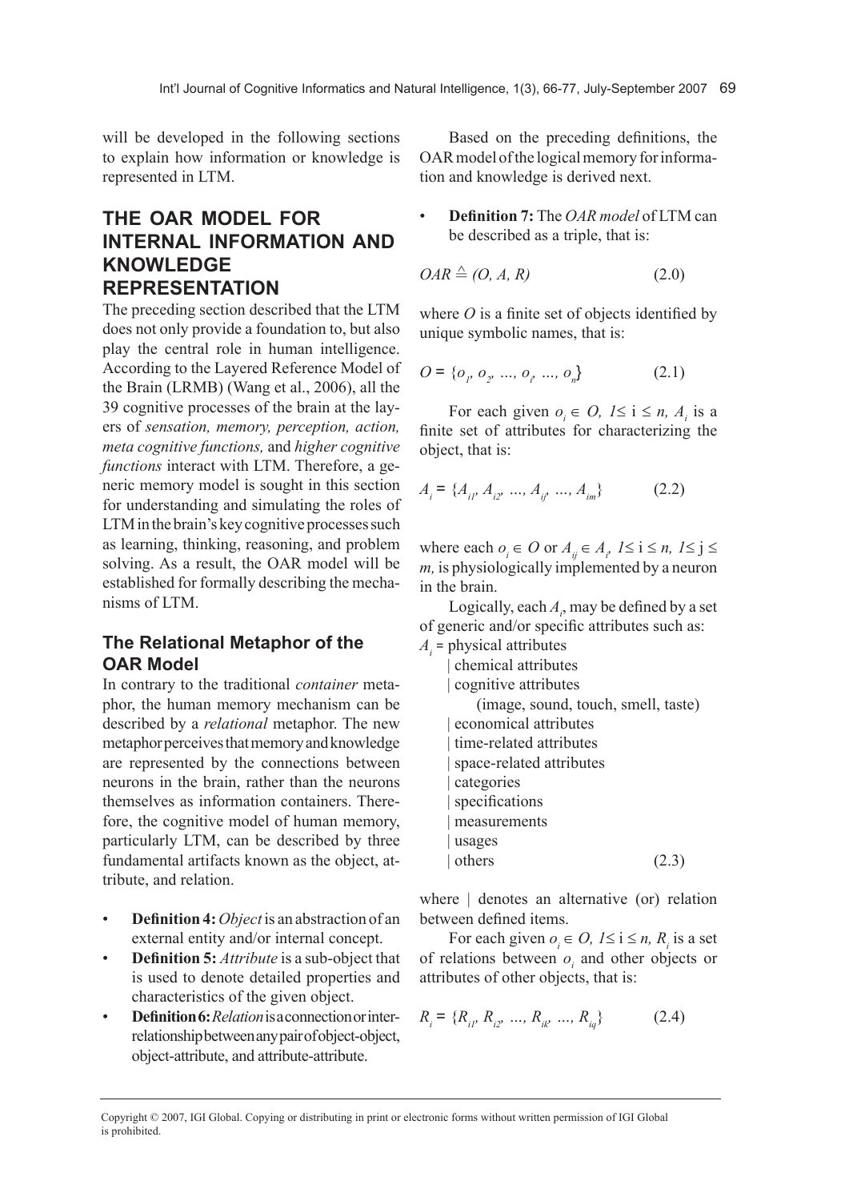will be developed in the following sections to explain how information or knowledge is represented in LTM.

## THE OAR MODEL FOR INTERNAL INFORMATION AND KNOWLEDGE REPRESENTATION

The preceding section described that the LTM does not only provide a foundation to, but also play the central role in human intelligence. According to the Layered Reference Model of the Brain (LRMB) (Wang et al., 2006), all the 39 cognitive processes of the brain at the layers of *sensation, memory, perception, action, meta cognitive functions,* and *higher cognitive functions* interact with LTM. Therefore, a generic memory model is sought in this section for understanding and simulating the roles of LTM in the brain's key cognitive processes such as learning, thinking, reasoning, and problem solving. As a result, the OAR model will be established for formally describing the mechanisms of LTM.

### The Relational Metaphor of the OAR Model

In contrary to the traditional *container* metaphor, the human memory mechanism can be described by a *relational* metaphor. The new metaphor perceives that memory and knowledge are represented by the connections between neurons in the brain, rather than the neurons themselves as information containers. Therefore, the cognitive model of human memory, particularly LTM, can be described by three fundamental artifacts known as the object, attribute, and relation.

- **Definition 4:** *Object* is an abstraction of an external entity and/or internal concept.
- **Definition 5:** *Attribute* is a sub-object that is used to denote detailed properties and characteristics of the given object.
- **Definition 6:** *Relation* is a connection or interrelationship between any pair of object-object, object-attribute, and attribute-attribute.

Based on the preceding definitions, the OAR model of the logical memory for information and knowledge is derived next.

- **Definition 7:** The *OAR model* of LTM can be described as a triple, that is:

$$OAR \triangleq (O, A, R) \tag{2.0}$$

where $O$ is a finite set of objects identified by unique symbolic names, that is:

$$O = \{o_1, o_2, \ldots, o_i, \ldots, o_n\} \tag{2.1}$$

For each given $o_i \in O$, $1 \leq i \leq n$, $A_i$ is a finite set of attributes for characterizing the object, that is:

$$A_i = \{A_{i1}, A_{i2}, \ldots, A_{ij}, \ldots, A_{im}\} \tag{2.2}$$

where each $o_i \in O$ or $A_{ij} \in A_i$, $1 \leq i \leq n$, $1 \leq j \leq m$, is physiologically implemented by a neuron in the brain.

Logically, each $A_i$, may be defined by a set of generic and/or specific attributes such as:

$A_i$ = physical attributes
| chemical attributes
| cognitive attributes
(image, sound, touch, smell, taste)
| economical attributes
| time-related attributes
| space-related attributes
| categories
| specifications
| measurements
| usages
| others (2.3)

where | denotes an alternative (or) relation between defined items.

For each given $o_i \in O$, $1 \leq i \leq n$, $R_i$ is a set of relations between $o_i$ and other objects or attributes of other objects, that is:

$$R_i = \{R_{i1}, R_{i2}, \ldots, R_{ik}, \ldots, R_{iq}\} \tag{2.4}$$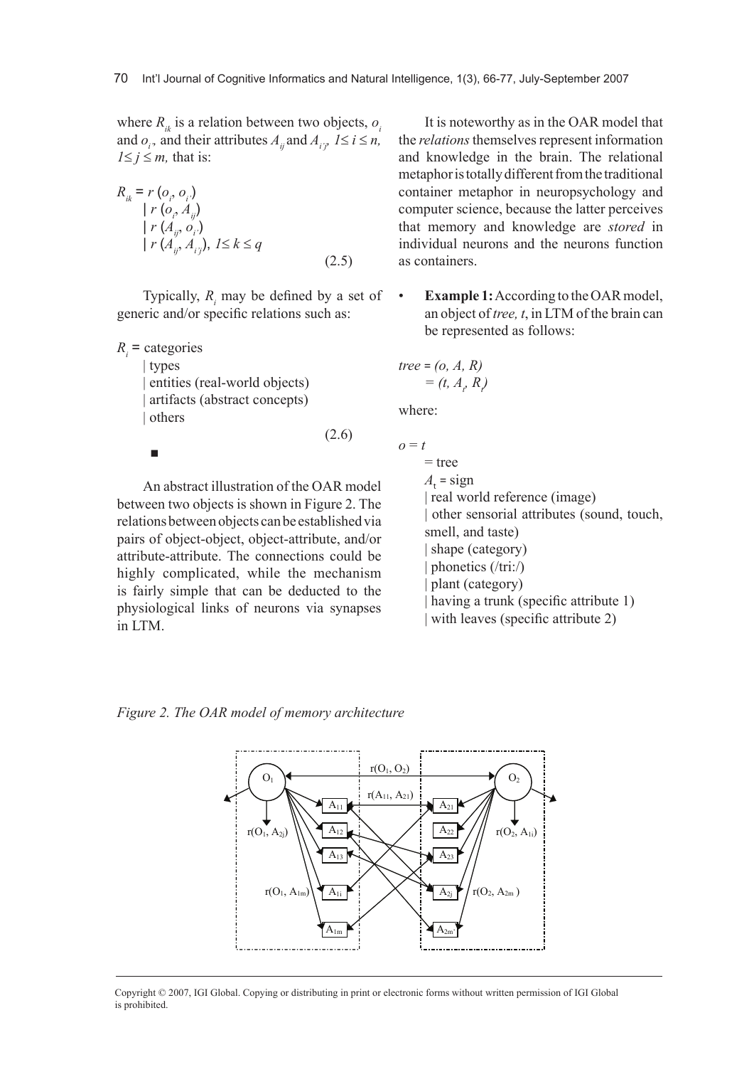where $R_{ik}$ is a relation between two objects, $o_i$ and $o_{i'}$, and their attributes $A_{ij}$ and $A_{i'j}$, $1 \leq i \leq n$, $1 \leq j \leq m$, that is:

$$
\begin{aligned}
R_{ik} = \; & r(o_i, o_{i'}) \\
& | \; r(o_i, A_{ij}) \\
& | \; r(A_{ij}, o_{i'}) \\
& | \; r(A_{ij}, A_{i'j}), \; 1 \leq k \leq q
\end{aligned}
\tag{2.5}
$$

Typically, $R_i$ may be defined by a set of generic and/or specific relations such as:

$$
\begin{aligned}
R_i = \; & \text{categories} \\
& | \; \text{types} \\
& | \; \text{entities (real-world objects)} \\
& | \; \text{artifacts (abstract concepts)} \\
& | \; \text{others}
\end{aligned}
\tag{2.6}
$$

■

An abstract illustration of the OAR model between two objects is shown in Figure 2. The relations between objects can be established via pairs of object-object, object-attribute, and/or attribute-attribute. The connections could be highly complicated, while the mechanism is fairly simple that can be deducted to the physiological links of neurons via synapses in LTM.

It is noteworthy as in the OAR model that the *relations* themselves represent information and knowledge in the brain. The relational metaphor is totally different from the traditional container metaphor in neuropsychology and computer science, because the latter perceives that memory and knowledge are *stored* in individual neurons and the neurons function as containers.

- **Example 1:** According to the OAR model, an object of *tree, t*, in LTM of the brain can be represented as follows:

$$
\begin{aligned}
\mathit{tree} &= (o, A, R) \\
&= (t, A_t, R_t)
\end{aligned}
$$

where:

$$
\begin{aligned}
o = \; & t \\
= \; & \text{tree} \\
A_t = \; & \text{sign} \\
& | \; \text{real world reference (image)} \\
& | \; \text{other sensorial attributes (sound, touch, smell, and taste)} \\
& | \; \text{shape (category)} \\
& | \; \text{phonetics (/tri:/)} \\
& | \; \text{plant (category)} \\
& | \; \text{having a trunk (specific attribute 1)} \\
& | \; \text{with leaves (specific attribute 2)}
\end{aligned}
$$

*Figure 2. The OAR model of memory architecture*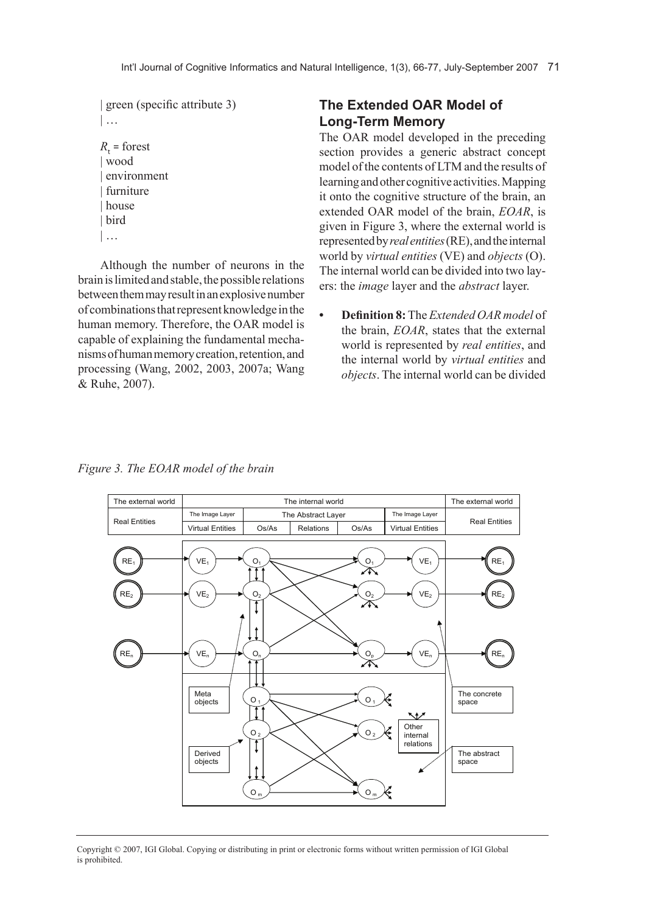| green (specific attribute 3)
| …

$R_t$ = forest
| wood
| environment
| furniture
| house
| bird
| …

Although the number of neurons in the brain is limited and stable, the possible relations between them may result in an explosive number of combinations that represent knowledge in the human memory. Therefore, the OAR model is capable of explaining the fundamental mechanisms of human memory creation, retention, and processing (Wang, 2002, 2003, 2007a; Wang & Ruhe, 2007).

## The Extended OAR Model of Long-Term Memory

The OAR model developed in the preceding section provides a generic abstract concept model of the contents of LTM and the results of learning and other cognitive activities. Mapping it onto the cognitive structure of the brain, an extended OAR model of the brain, *EOAR*, is given in Figure 3, where the external world is represented by *real entities* (RE), and the internal world by *virtual entities* (VE) and *objects* (O). The internal world can be divided into two layers: the *image* layer and the *abstract* layer.

- **Definition 8:** The *Extended OAR model* of the brain, *EOAR*, states that the external world is represented by *real entities*, and the internal world by *virtual entities* and *objects*. The internal world can be divided

*Figure 3. The EOAR model of the brain*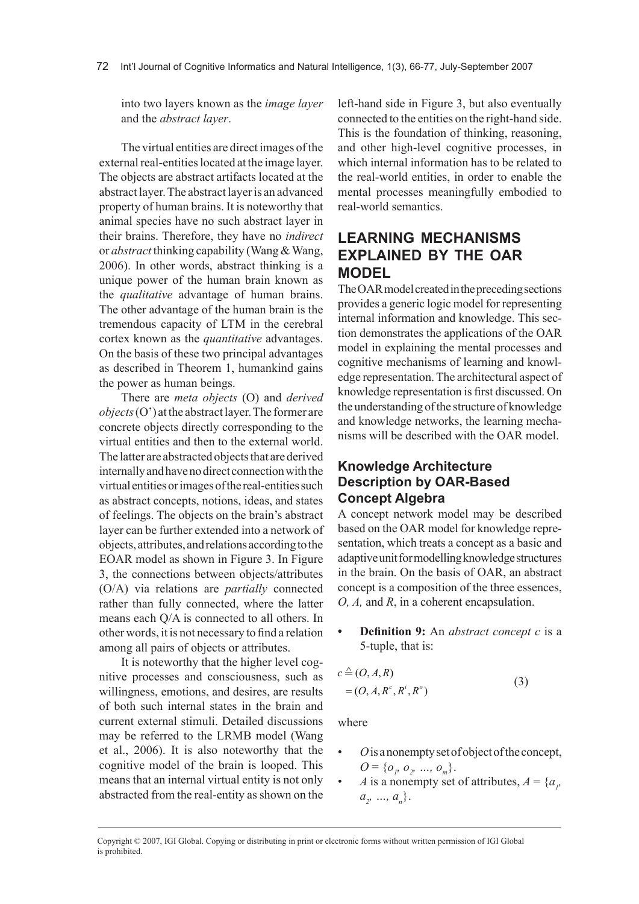into two layers known as the *image layer* and the *abstract layer*.

The virtual entities are direct images of the external real-entities located at the image layer. The objects are abstract artifacts located at the abstract layer. The abstract layer is an advanced property of human brains. It is noteworthy that animal species have no such abstract layer in their brains. Therefore, they have no *indirect* or *abstract* thinking capability (Wang & Wang, 2006). In other words, abstract thinking is a unique power of the human brain known as the *qualitative* advantage of human brains. The other advantage of the human brain is the tremendous capacity of LTM in the cerebral cortex known as the *quantitative* advantages. On the basis of these two principal advantages as described in Theorem 1, humankind gains the power as human beings.

There are *meta objects* (O) and *derived objects* (O') at the abstract layer. The former are concrete objects directly corresponding to the virtual entities and then to the external world. The latter are abstracted objects that are derived internally and have no direct connection with the virtual entities or images of the real-entities such as abstract concepts, notions, ideas, and states of feelings. The objects on the brain's abstract layer can be further extended into a network of objects, attributes, and relations according to the EOAR model as shown in Figure 3. In Figure 3, the connections between objects/attributes (O/A) via relations are *partially* connected rather than fully connected, where the latter means each Q/A is connected to all others. In other words, it is not necessary to find a relation among all pairs of objects or attributes.

It is noteworthy that the higher level cognitive processes and consciousness, such as willingness, emotions, and desires, are results of both such internal states in the brain and current external stimuli. Detailed discussions may be referred to the LRMB model (Wang et al., 2006). It is also noteworthy that the cognitive model of the brain is looped. This means that an internal virtual entity is not only abstracted from the real-entity as shown on the left-hand side in Figure 3, but also eventually connected to the entities on the right-hand side. This is the foundation of thinking, reasoning, and other high-level cognitive processes, in which internal information has to be related to the real-world entities, in order to enable the mental processes meaningfully embodied to real-world semantics.

## LEARNING MECHANISMS EXPLAINED BY THE OAR MODEL

The OAR model created in the preceding sections provides a generic logic model for representing internal information and knowledge. This section demonstrates the applications of the OAR model in explaining the mental processes and cognitive mechanisms of learning and knowledge representation. The architectural aspect of knowledge representation is first discussed. On the understanding of the structure of knowledge and knowledge networks, the learning mechanisms will be described with the OAR model.

### Knowledge Architecture Description by OAR-Based Concept Algebra

A concept network model may be described based on the OAR model for knowledge representation, which treats a concept as a basic and adaptive unit for modelling knowledge structures in the brain. On the basis of OAR, an abstract concept is a composition of the three essences, *O, A,* and *R*, in a coherent encapsulation.

- **Definition 9:** An *abstract concept c* is a 5-tuple, that is:

$$
\begin{aligned}
c &\triangleq (O, A, R) \\
&= (O, A, R^c, R^i, R^o)
\end{aligned}
\tag{3}
$$

where

- $O$ is a nonempty set of object of the concept, $O = \{o_1, o_2, \ldots, o_m\}$.
- $A$ is a nonempty set of attributes, $A = \{a_1, a_2, \ldots, a_n\}$.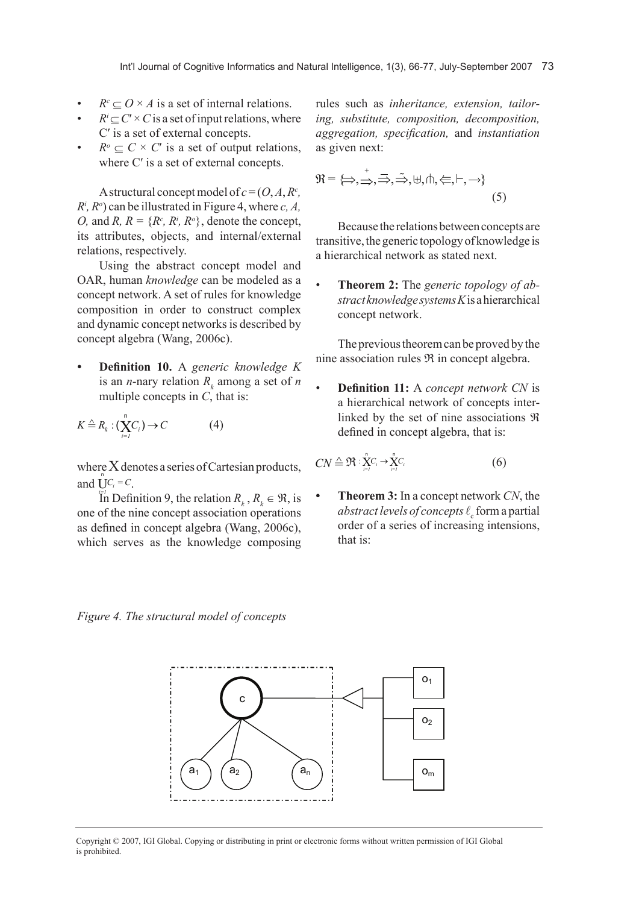- $R^c \subseteq O \times A$ is a set of internal relations.
- $R^i \subseteq C' \times C$ is a set of input relations, where C′ is a set of external concepts.
- $R^o \subseteq C \times C'$ is a set of output relations, where C′ is a set of external concepts.

A structural concept model of $c = (O, A, R^c, R^i, R^o)$ can be illustrated in Figure 4, where *c, A, O,* and $R$, $R = \{R^c, R^i, R^o\}$, denote the concept, its attributes, objects, and internal/external relations, respectively.

Using the abstract concept model and OAR, human *knowledge* can be modeled as a concept network. A set of rules for knowledge composition in order to construct complex and dynamic concept networks is described by concept algebra (Wang, 2006c).

- **Definition 10.** A *generic knowledge K* is an *n*-nary relation $R_k$ among a set of *n* multiple concepts in *C*, that is:

$$K \triangleq R_k : (\overset{n}{\underset{i=1}{\mathsf{X}}} C_i) \rightarrow C \qquad (4)$$

where X denotes a series of Cartesian products, and $\bigcup_{i=1}^{n} C_i = C$.

In Definition 9, the relation $R_k$, $R_k \in \Re$, is one of the nine concept association operations as defined in concept algebra (Wang, 2006c), which serves as the knowledge composing rules such as *inheritance, extension, tailoring, substitute, composition, decomposition, aggregation, specification,* and *instantiation* as given next:

$$\Re = \{\Rightarrow, \overset{+}{\Rightarrow}, \overset{-}{\Rightarrow}, \overset{\sim}{\Rightarrow}, \uplus, \pitchfork, \Leftarrow, \vdash, \rightarrow\} \qquad (5)$$

Because the relations between concepts are transitive, the generic topology of knowledge is a hierarchical network as stated next.

- **Theorem 2:** The *generic topology of abstract knowledge systems K* is a hierarchical concept network.

The previous theorem can be proved by the nine association rules $\Re$ in concept algebra.

- **Definition 11:** A *concept network CN* is a hierarchical network of concepts interlinked by the set of nine associations $\Re$ defined in concept algebra, that is:

$$CN \triangleq \Re : \overset{n}{\underset{i=1}{\mathsf{X}}} C_i \rightarrow \overset{n}{\underset{i=1}{\mathsf{X}}} C_i \qquad (6)$$

- **Theorem 3:** In a concept network *CN*, the *abstract levels of concepts* $\ell_c$ form a partial order of a series of increasing intensions, that is:

*Figure 4. The structural model of concepts*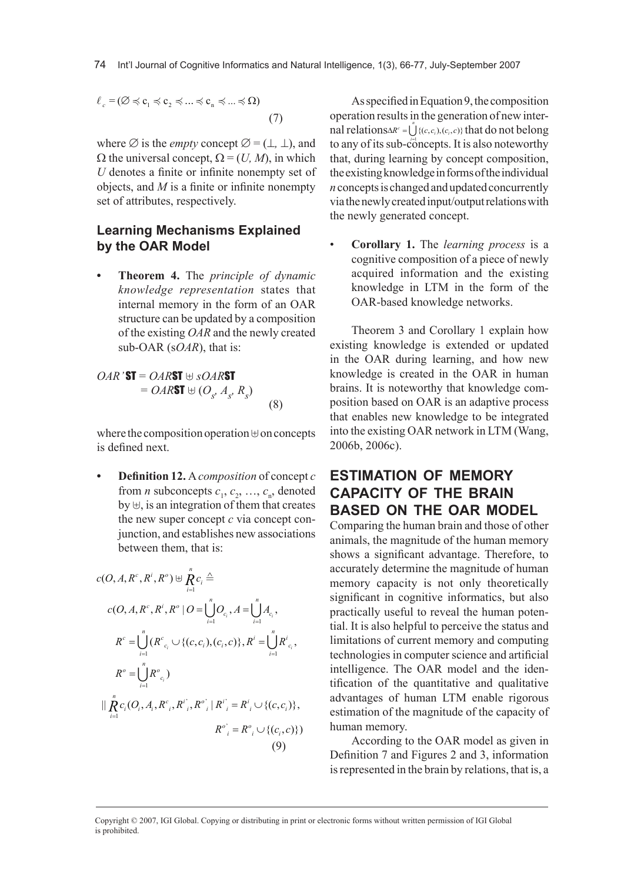$$\ell_c = (\varnothing \preccurlyeq c_1 \preccurlyeq c_2 \preccurlyeq ... \preccurlyeq c_n \preccurlyeq ... \preccurlyeq \Omega) \tag{7}$$

where $\varnothing$ is the *empty* concept $\varnothing = (\perp, \perp)$, and $\Omega$ the universal concept, $\Omega = (U, M)$, in which $U$ denotes a finite or infinite nonempty set of objects, and $M$ is a finite or infinite nonempty set of attributes, respectively.

## Learning Mechanisms Explained by the OAR Model

- **Theorem 4.** The *principle of dynamic knowledge representation* states that internal memory in the form of an OAR structure can be updated by a composition of the existing *OAR* and the newly created sub-OAR (s*OAR*), that is:

$$\begin{aligned} OAR'\textbf{ST} &= OAR\textbf{ST} \uplus sOAR\textbf{ST} \\ &= OAR\textbf{ST} \uplus (O_s, A_s, R_s) \end{aligned} \tag{8}$$

where the composition operation $\uplus$ on concepts is defined next.

- **Definition 12.** A *composition* of concept $c$ from $n$ subconcepts $c_1, c_2, \ldots, c_n$, denoted by $\uplus$, is an integration of them that creates the new super concept $c$ via concept conjunction, and establishes new associations between them, that is:

$$\begin{aligned} c(O, A, R^c, R^i, R^o) \uplus \mathop{R}_{i=1}^{n} c_i \triangleq \\ c(O, A, R^c, R^i, R^o \mid O = \bigcup_{i=1}^{n} O_{c_i}, A = \bigcup_{i=1}^{n} A_{c_i}, \\ R^c = \bigcup_{i=1}^{n} (R^c{}_{c_i} \cup \{(c, c_i), (c_i, c)\}, R^i = \bigcup_{i=1}^{n} R^i{}_{c_i}, \\ R^o = \bigcup_{i=1}^{n} R^o{}_{c_i}) \\ \| \mathop{R}_{i=1}^{n} c_i(O_i, A_i, R^c{}_i, R^{i'}{}_i, R^{o'}{}_i \mid R^{i'}{}_i = R^i{}_i \cup \{(c, c_i)\}, \\ R^{o'}{}_i = R^o{}_i \cup \{(c_i, c)\}) \end{aligned} \tag{9}$$

As specified in Equation 9, the composition operation results in the generation of new internal relations $\Delta R^c = \bigcup_{i=1}^{n} \{(c, c_i), (c_i, c)\}$ that do not belong to any of its sub-concepts. It is also noteworthy that, during learning by concept composition, the existing knowledge in forms of the individual $n$ concepts is changed and updated concurrently via the newly created input/output relations with the newly generated concept.

- **Corollary 1.** The *learning process* is a cognitive composition of a piece of newly acquired information and the existing knowledge in LTM in the form of the OAR-based knowledge networks.

Theorem 3 and Corollary 1 explain how existing knowledge is extended or updated in the OAR during learning, and how new knowledge is created in the OAR in human brains. It is noteworthy that knowledge composition based on OAR is an adaptive process that enables new knowledge to be integrated into the existing OAR network in LTM (Wang, 2006b, 2006c).

## ESTIMATION OF MEMORY CAPACITY OF THE BRAIN BASED ON THE OAR MODEL

Comparing the human brain and those of other animals, the magnitude of the human memory shows a significant advantage. Therefore, to accurately determine the magnitude of human memory capacity is not only theoretically significant in cognitive informatics, but also practically useful to reveal the human potential. It is also helpful to perceive the status and limitations of current memory and computing technologies in computer science and artificial intelligence. The OAR model and the identification of the quantitative and qualitative advantages of human LTM enable rigorous estimation of the magnitude of the capacity of human memory.

According to the OAR model as given in Definition 7 and Figures 2 and 3, information is represented in the brain by relations, that is, a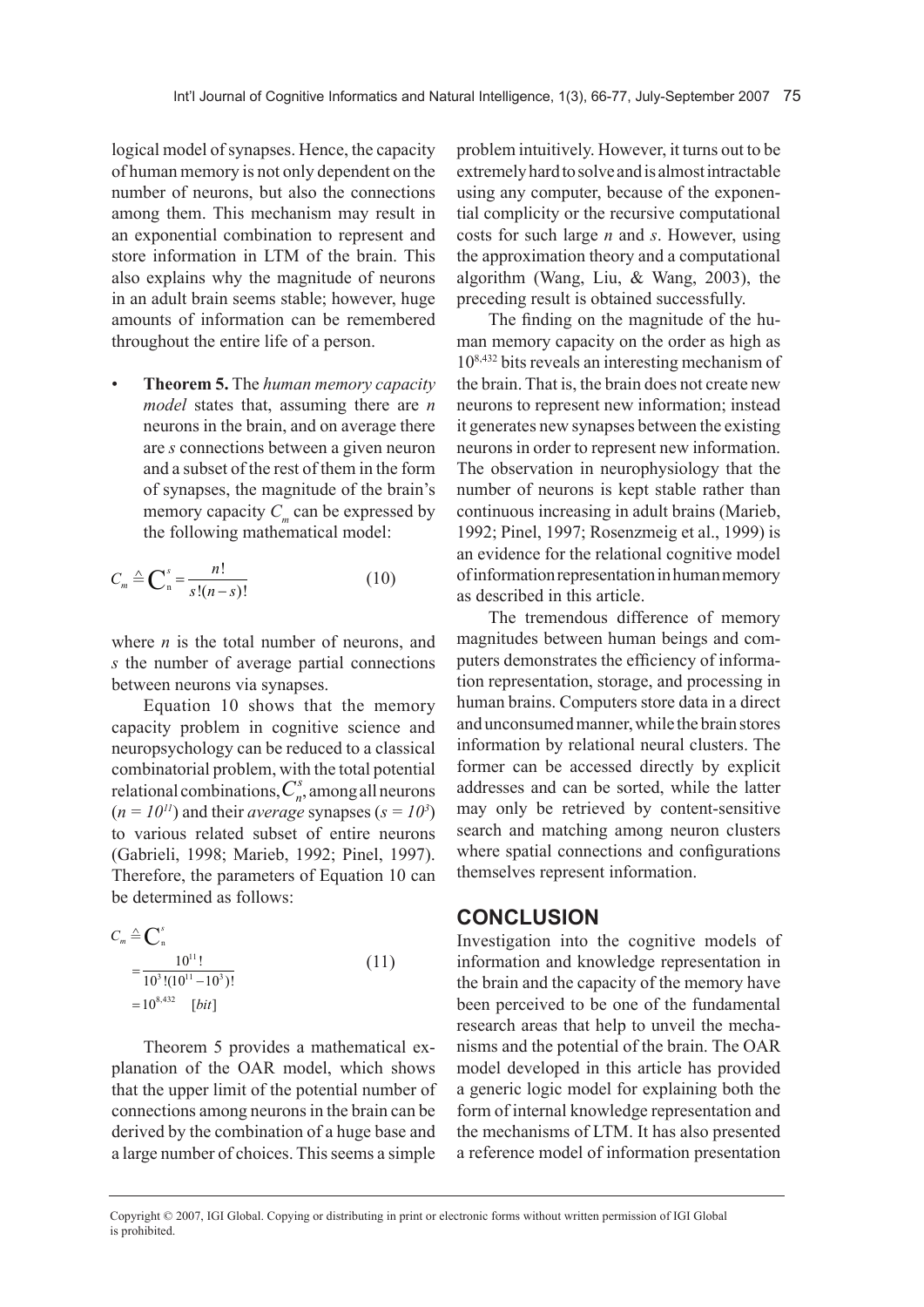logical model of synapses. Hence, the capacity of human memory is not only dependent on the number of neurons, but also the connections among them. This mechanism may result in an exponential combination to represent and store information in LTM of the brain. This also explains why the magnitude of neurons in an adult brain seems stable; however, huge amounts of information can be remembered throughout the entire life of a person.

- **Theorem 5.** The *human memory capacity model* states that, assuming there are $n$ neurons in the brain, and on average there are $s$ connections between a given neuron and a subset of the rest of them in the form of synapses, the magnitude of the brain's memory capacity $C_m$ can be expressed by the following mathematical model:

$$C_m \triangleq \mathbf{C}_n^s = \frac{n!}{s!(n-s)!} \tag{10}$$

where $n$ is the total number of neurons, and $s$ the number of average partial connections between neurons via synapses.

Equation 10 shows that the memory capacity problem in cognitive science and neuropsychology can be reduced to a classical combinatorial problem, with the total potential relational combinations, $C_n^s$, among all neurons ($n = 10^{11}$) and their *average* synapses ($s = 10^3$) to various related subset of entire neurons (Gabrieli, 1998; Marieb, 1992; Pinel, 1997). Therefore, the parameters of Equation 10 can be determined as follows:

$$\begin{aligned} C_m &\triangleq \mathbf{C}_n^s \\ &= \frac{10^{11}!}{10^3!(10^{11}-10^3)!} \\ &= 10^{8,432} \quad [bit] \end{aligned} \tag{11}$$

Theorem 5 provides a mathematical explanation of the OAR model, which shows that the upper limit of the potential number of connections among neurons in the brain can be derived by the combination of a huge base and a large number of choices. This seems a simple problem intuitively. However, it turns out to be extremely hard to solve and is almost intractable using any computer, because of the exponential complicity or the recursive computational costs for such large $n$ and $s$. However, using the approximation theory and a computational algorithm (Wang, Liu, & Wang, 2003), the preceding result is obtained successfully.

The finding on the magnitude of the human memory capacity on the order as high as $10^{8,432}$ bits reveals an interesting mechanism of the brain. That is, the brain does not create new neurons to represent new information; instead it generates new synapses between the existing neurons in order to represent new information. The observation in neurophysiology that the number of neurons is kept stable rather than continuous increasing in adult brains (Marieb, 1992; Pinel, 1997; Rosenzmeig et al., 1999) is an evidence for the relational cognitive model of information representation in human memory as described in this article.

The tremendous difference of memory magnitudes between human beings and computers demonstrates the efficiency of information representation, storage, and processing in human brains. Computers store data in a direct and unconsumed manner, while the brain stores information by relational neural clusters. The former can be accessed directly by explicit addresses and can be sorted, while the latter may only be retrieved by content-sensitive search and matching among neuron clusters where spatial connections and configurations themselves represent information.

## CONCLUSION

Investigation into the cognitive models of information and knowledge representation in the brain and the capacity of the memory have been perceived to be one of the fundamental research areas that help to unveil the mechanisms and the potential of the brain. The OAR model developed in this article has provided a generic logic model for explaining both the form of internal knowledge representation and the mechanisms of LTM. It has also presented a reference model of information presentation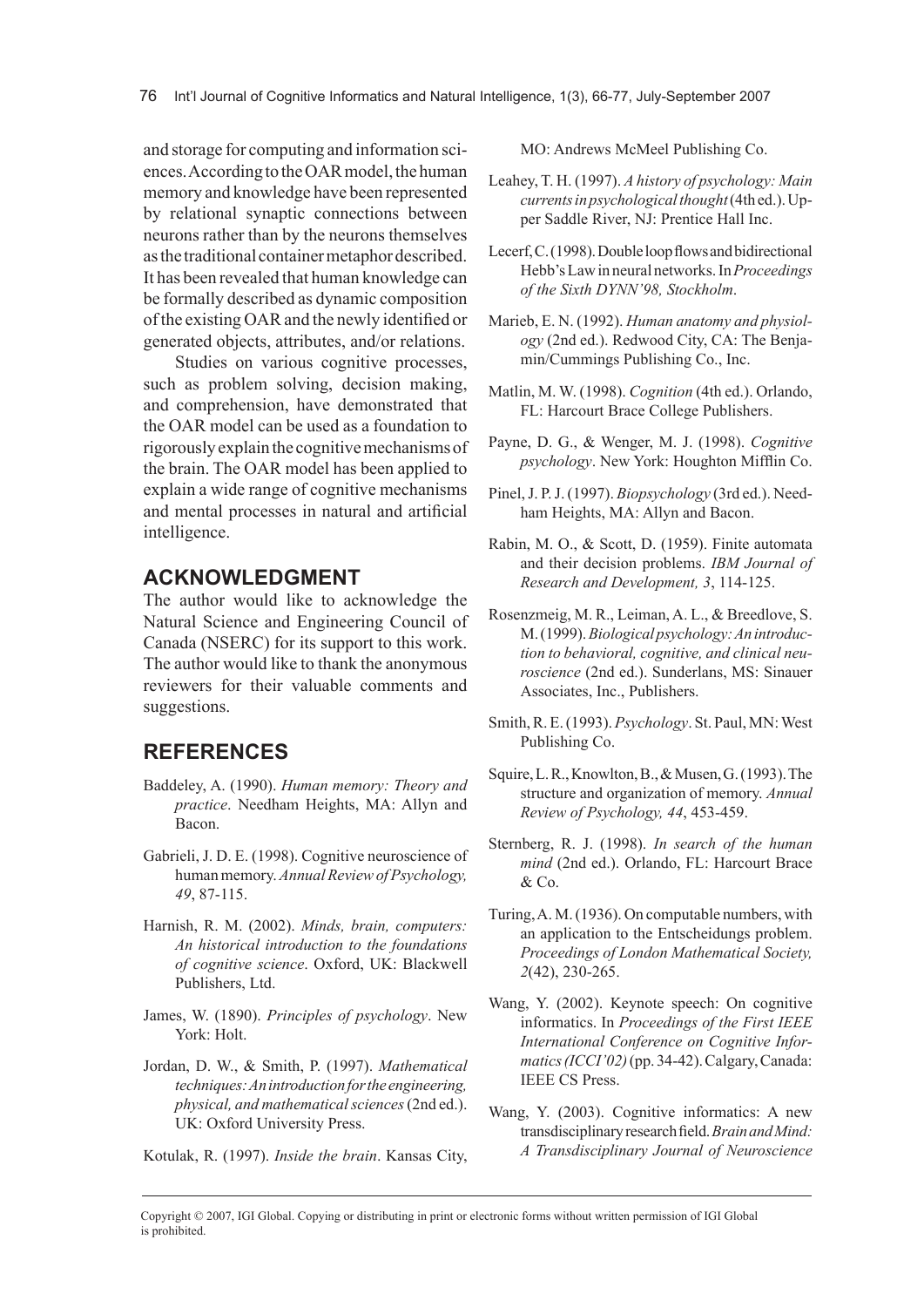and storage for computing and information sciences. According to the OAR model, the human memory and knowledge have been represented by relational synaptic connections between neurons rather than by the neurons themselves as the traditional container metaphor described. It has been revealed that human knowledge can be formally described as dynamic composition of the existing OAR and the newly identified or generated objects, attributes, and/or relations.

Studies on various cognitive processes, such as problem solving, decision making, and comprehension, have demonstrated that the OAR model can be used as a foundation to rigorously explain the cognitive mechanisms of the brain. The OAR model has been applied to explain a wide range of cognitive mechanisms and mental processes in natural and artificial intelligence.

## ACKNOWLEDGMENT

The author would like to acknowledge the Natural Science and Engineering Council of Canada (NSERC) for its support to this work. The author would like to thank the anonymous reviewers for their valuable comments and suggestions.

## REFERENCES

Baddeley, A. (1990). *Human memory: Theory and practice*. Needham Heights, MA: Allyn and Bacon.

Gabrieli, J. D. E. (1998). Cognitive neuroscience of human memory. *Annual Review of Psychology, 49*, 87-115.

Harnish, R. M. (2002). *Minds, brain, computers: An historical introduction to the foundations of cognitive science*. Oxford, UK: Blackwell Publishers, Ltd.

James, W. (1890). *Principles of psychology*. New York: Holt.

Jordan, D. W., & Smith, P. (1997). *Mathematical techniques: An introduction for the engineering, physical, and mathematical sciences* (2nd ed.). UK: Oxford University Press.

Kotulak, R. (1997). *Inside the brain*. Kansas City, MO: Andrews McMeel Publishing Co.

Leahey, T. H. (1997). *A history of psychology: Main currents in psychological thought* (4th ed.). Upper Saddle River, NJ: Prentice Hall Inc.

Lecerf, C. (1998). Double loop flows and bidirectional Hebb's Law in neural networks. In *Proceedings of the Sixth DYNN'98, Stockholm*.

Marieb, E. N. (1992). *Human anatomy and physiology* (2nd ed.). Redwood City, CA: The Benjamin/Cummings Publishing Co., Inc.

Matlin, M. W. (1998). *Cognition* (4th ed.). Orlando, FL: Harcourt Brace College Publishers.

Payne, D. G., & Wenger, M. J. (1998). *Cognitive psychology*. New York: Houghton Mifflin Co.

Pinel, J. P. J. (1997). *Biopsychology* (3rd ed.). Needham Heights, MA: Allyn and Bacon.

Rabin, M. O., & Scott, D. (1959). Finite automata and their decision problems. *IBM Journal of Research and Development, 3*, 114-125.

Rosenzmeig, M. R., Leiman, A. L., & Breedlove, S. M. (1999). *Biological psychology: An introduction to behavioral, cognitive, and clinical neuroscience* (2nd ed.). Sunderlans, MS: Sinauer Associates, Inc., Publishers.

Smith, R. E. (1993). *Psychology*. St. Paul, MN: West Publishing Co.

Squire, L. R., Knowlton, B., & Musen, G. (1993). The structure and organization of memory. *Annual Review of Psychology, 44*, 453-459.

Sternberg, R. J. (1998). *In search of the human mind* (2nd ed.). Orlando, FL: Harcourt Brace & Co.

Turing, A. M. (1936). On computable numbers, with an application to the Entscheidungs problem. *Proceedings of London Mathematical Society, 2*(42), 230-265.

Wang, Y. (2002). Keynote speech: On cognitive informatics. In *Proceedings of the First IEEE International Conference on Cognitive Informatics (ICCI'02)* (pp. 34-42). Calgary, Canada: IEEE CS Press.

Wang, Y. (2003). Cognitive informatics: A new transdisciplinary research field. *Brain and Mind: A Transdisciplinary Journal of Neuroscience*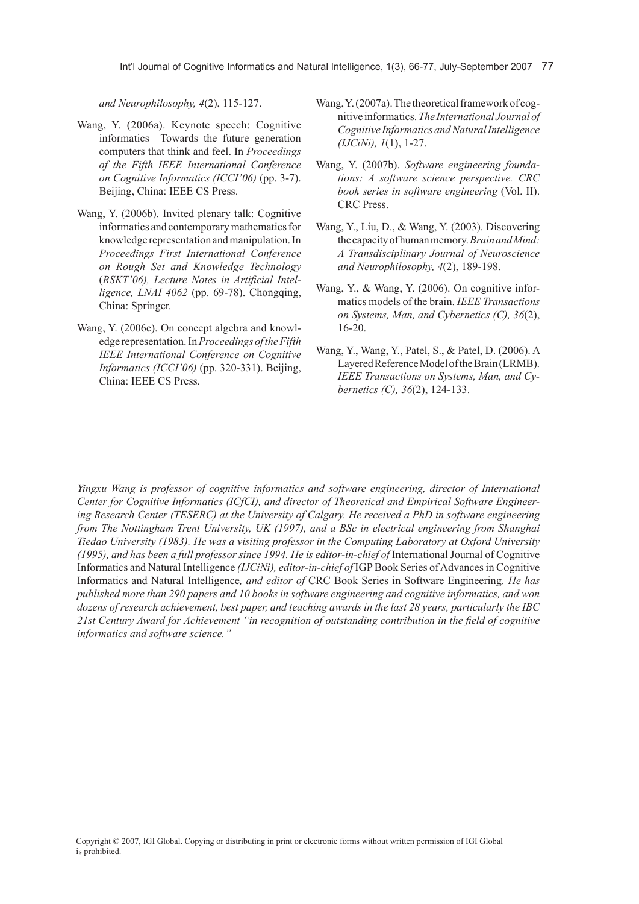*and Neurophilosophy, 4*(2), 115-127.

Wang, Y. (2006a). Keynote speech: Cognitive informatics—Towards the future generation computers that think and feel. In *Proceedings of the Fifth IEEE International Conference on Cognitive Informatics (ICCI'06)* (pp. 3-7). Beijing, China: IEEE CS Press.

Wang, Y. (2006b). Invited plenary talk: Cognitive informatics and contemporary mathematics for knowledge representation and manipulation. In *Proceedings First International Conference on Rough Set and Knowledge Technology* (*RSKT'06), Lecture Notes in Artificial Intelligence, LNAI 4062* (pp. 69-78). Chongqing, China: Springer.

Wang, Y. (2006c). On concept algebra and knowledge representation. In *Proceedings of the Fifth IEEE International Conference on Cognitive Informatics (ICCI'06)* (pp. 320-331). Beijing, China: IEEE CS Press.

Wang, Y. (2007a). The theoretical framework of cognitive informatics. *The International Journal of Cognitive Informatics and Natural Intelligence (IJCiNi), 1*(1), 1-27.

Wang, Y. (2007b). *Software engineering foundations: A software science perspective. CRC book series in software engineering* (Vol. II). CRC Press.

Wang, Y., Liu, D., & Wang, Y. (2003). Discovering the capacity of human memory. *Brain and Mind: A Transdisciplinary Journal of Neuroscience and Neurophilosophy, 4*(2), 189-198.

Wang, Y., & Wang, Y. (2006). On cognitive informatics models of the brain. *IEEE Transactions on Systems, Man, and Cybernetics (C), 36*(2), 16-20.

Wang, Y., Wang, Y., Patel, S., & Patel, D. (2006). A Layered Reference Model of the Brain (LRMB). *IEEE Transactions on Systems, Man, and Cybernetics (C), 36*(2), 124-133.

*Yingxu Wang is professor of cognitive informatics and software engineering, director of International Center for Cognitive Informatics (ICfCI), and director of Theoretical and Empirical Software Engineering Research Center (TESERC) at the University of Calgary. He received a PhD in software engineering from The Nottingham Trent University, UK (1997), and a BSc in electrical engineering from Shanghai Tiedao University (1983). He was a visiting professor in the Computing Laboratory at Oxford University (1995), and has been a full professor since 1994. He is editor-in-chief of* International Journal of Cognitive Informatics and Natural Intelligence *(IJCiNi), editor-in-chief of* IGP Book Series of Advances in Cognitive Informatics and Natural Intelligence*, and editor of* CRC Book Series in Software Engineering. *He has published more than 290 papers and 10 books in software engineering and cognitive informatics, and won dozens of research achievement, best paper, and teaching awards in the last 28 years, particularly the IBC 21st Century Award for Achievement "in recognition of outstanding contribution in the field of cognitive informatics and software science."*